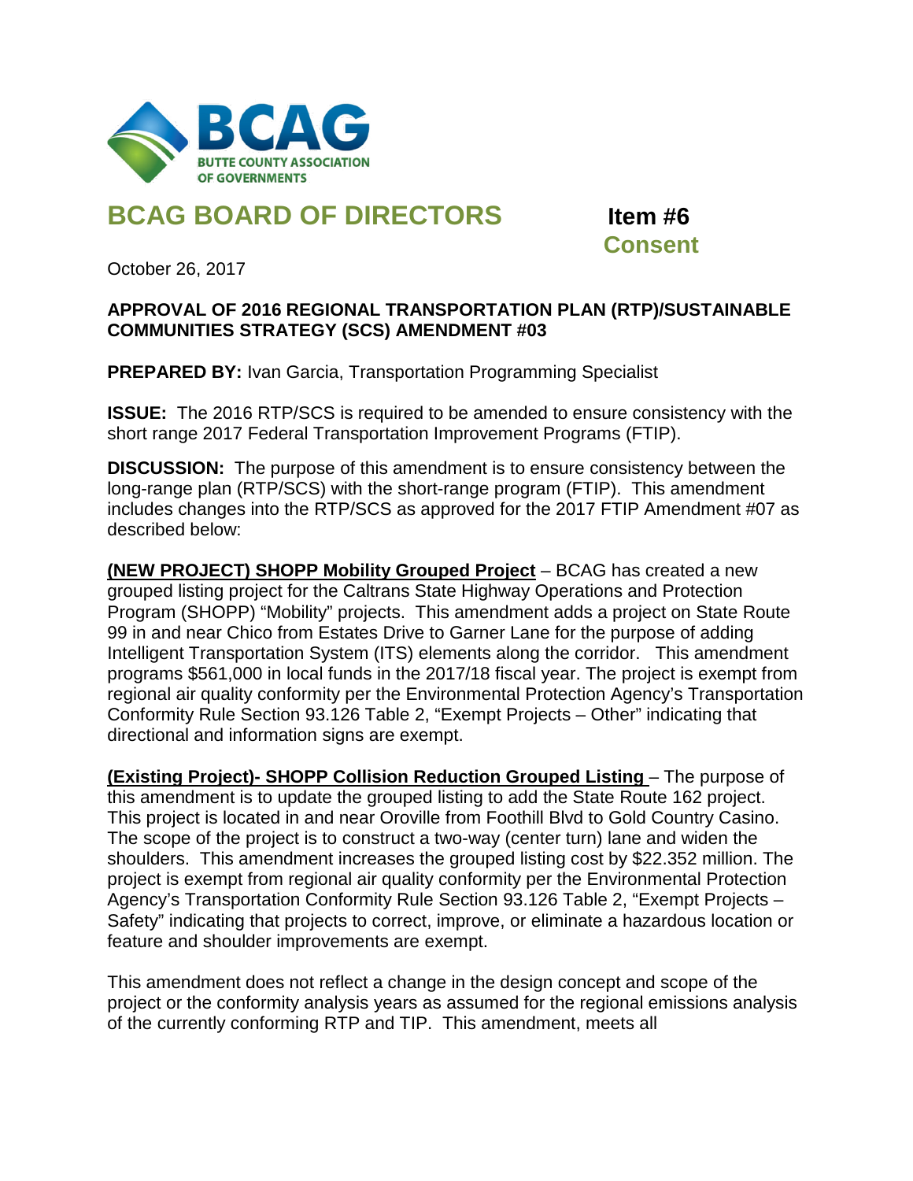BCAG
BUTTE COUNTY ASSOCIATION OF GOVERNMENTS

# BCAG BOARD OF DIRECTORS

**Item #6**
**Consent**

October 26, 2017

**APPROVAL OF 2016 REGIONAL TRANSPORTATION PLAN (RTP)/SUSTAINABLE COMMUNITIES STRATEGY (SCS) AMENDMENT #03**

**PREPARED BY:** Ivan Garcia, Transportation Programming Specialist

**ISSUE:** The 2016 RTP/SCS is required to be amended to ensure consistency with the short range 2017 Federal Transportation Improvement Programs (FTIP).

**DISCUSSION:** The purpose of this amendment is to ensure consistency between the long-range plan (RTP/SCS) with the short-range program (FTIP). This amendment includes changes into the RTP/SCS as approved for the 2017 FTIP Amendment #07 as described below:

**(NEW PROJECT) SHOPP Mobility Grouped Project** – BCAG has created a new grouped listing project for the Caltrans State Highway Operations and Protection Program (SHOPP) "Mobility" projects. This amendment adds a project on State Route 99 in and near Chico from Estates Drive to Garner Lane for the purpose of adding Intelligent Transportation System (ITS) elements along the corridor. This amendment programs $561,000 in local funds in the 2017/18 fiscal year. The project is exempt from regional air quality conformity per the Environmental Protection Agency's Transportation Conformity Rule Section 93.126 Table 2, "Exempt Projects – Other" indicating that directional and information signs are exempt.

**(Existing Project)- SHOPP Collision Reduction Grouped Listing** – The purpose of this amendment is to update the grouped listing to add the State Route 162 project. This project is located in and near Oroville from Foothill Blvd to Gold Country Casino. The scope of the project is to construct a two-way (center turn) lane and widen the shoulders. This amendment increases the grouped listing cost by $22.352 million. The project is exempt from regional air quality conformity per the Environmental Protection Agency's Transportation Conformity Rule Section 93.126 Table 2, "Exempt Projects – Safety" indicating that projects to correct, improve, or eliminate a hazardous location or feature and shoulder improvements are exempt.

This amendment does not reflect a change in the design concept and scope of the project or the conformity analysis years as assumed for the regional emissions analysis of the currently conforming RTP and TIP. This amendment, meets all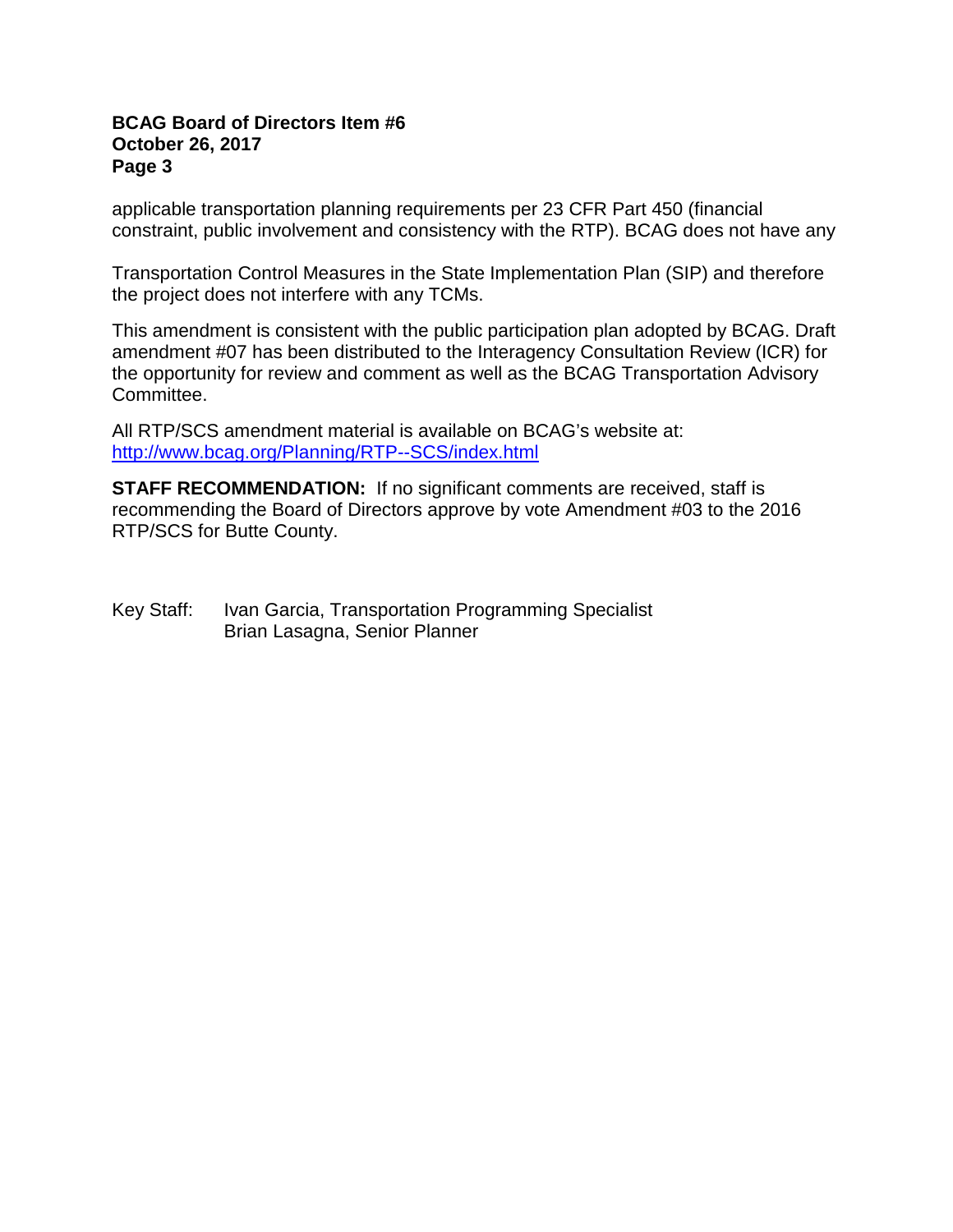applicable transportation planning requirements per 23 CFR Part 450 (financial constraint, public involvement and consistency with the RTP). BCAG does not have any

Transportation Control Measures in the State Implementation Plan (SIP) and therefore the project does not interfere with any TCMs.

This amendment is consistent with the public participation plan adopted by BCAG. Draft amendment #07 has been distributed to the Interagency Consultation Review (ICR) for the opportunity for review and comment as well as the BCAG Transportation Advisory Committee.

All RTP/SCS amendment material is available on BCAG's website at: http://www.bcag.org/Planning/RTP--SCS/index.html

**STAFF RECOMMENDATION:** If no significant comments are received, staff is recommending the Board of Directors approve by vote Amendment #03 to the 2016 RTP/SCS for Butte County.

Key Staff: Ivan Garcia, Transportation Programming Specialist
Brian Lasagna, Senior Planner